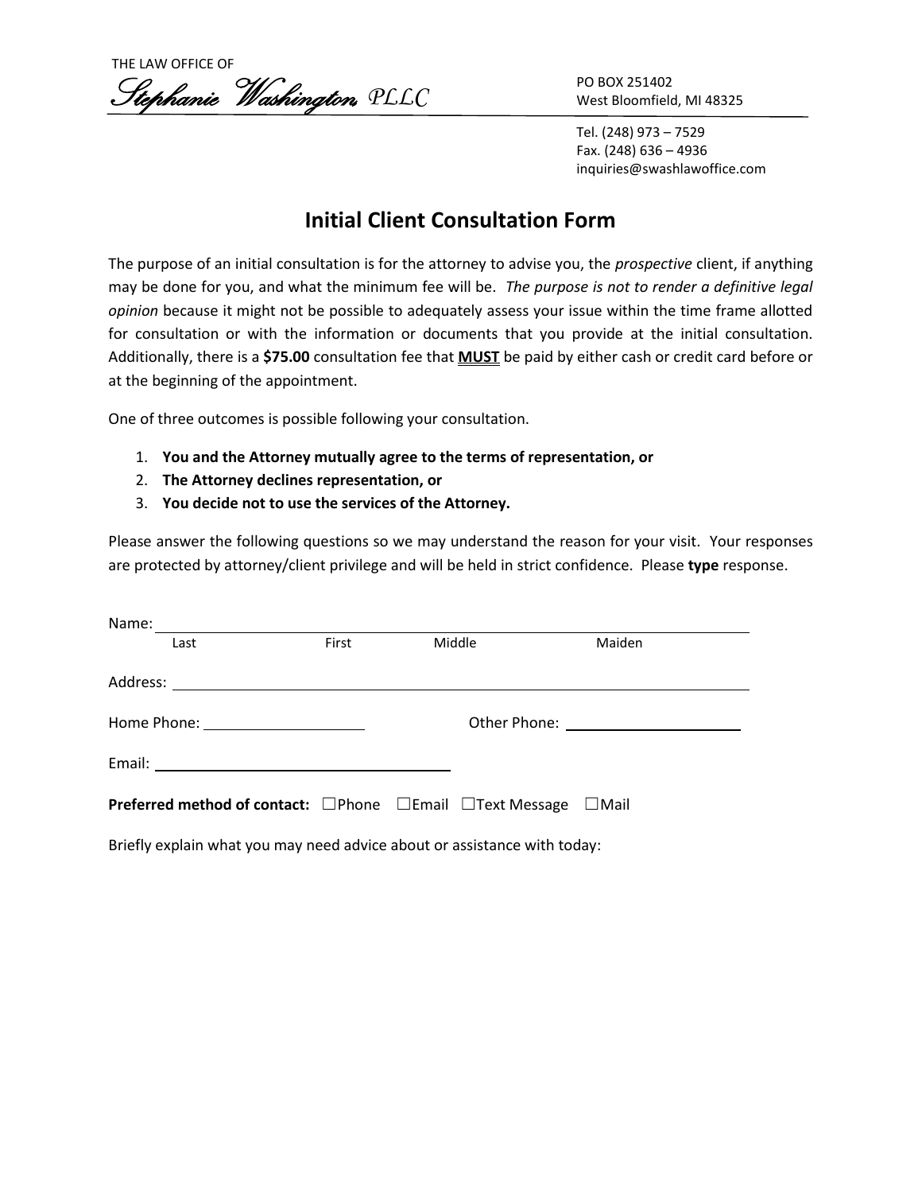THE LAW OFFICE OF

*Stephanie Washington*, PLLC

PO BOX 251402
West Bloomfield, MI 48325

Tel. (248) 973 – 7529
Fax. (248) 636 – 4936
inquiries@swashlawoffice.com

# Initial Client Consultation Form

The purpose of an initial consultation is for the attorney to advise you, the *prospective* client, if anything may be done for you, and what the minimum fee will be. *The purpose is not to render a definitive legal opinion* because it might not be possible to adequately assess your issue within the time frame allotted for consultation or with the information or documents that you provide at the initial consultation. Additionally, there is a **$75.00** consultation fee that **MUST** be paid by either cash or credit card before or at the beginning of the appointment.

One of three outcomes is possible following your consultation.

1. **You and the Attorney mutually agree to the terms of representation, or**
2. **The Attorney declines representation, or**
3. **You decide not to use the services of the Attorney.**

Please answer the following questions so we may understand the reason for your visit. Your responses are protected by attorney/client privilege and will be held in strict confidence. Please **type** response.

Name: ______________________________________________
Last First Middle Maiden

Address: ______________________________________________

Home Phone: ____________________ Other Phone: ____________________

Email: ______________________________

**Preferred method of contact:** ☐Phone ☐Email ☐Text Message ☐Mail

Briefly explain what you may need advice about or assistance with today: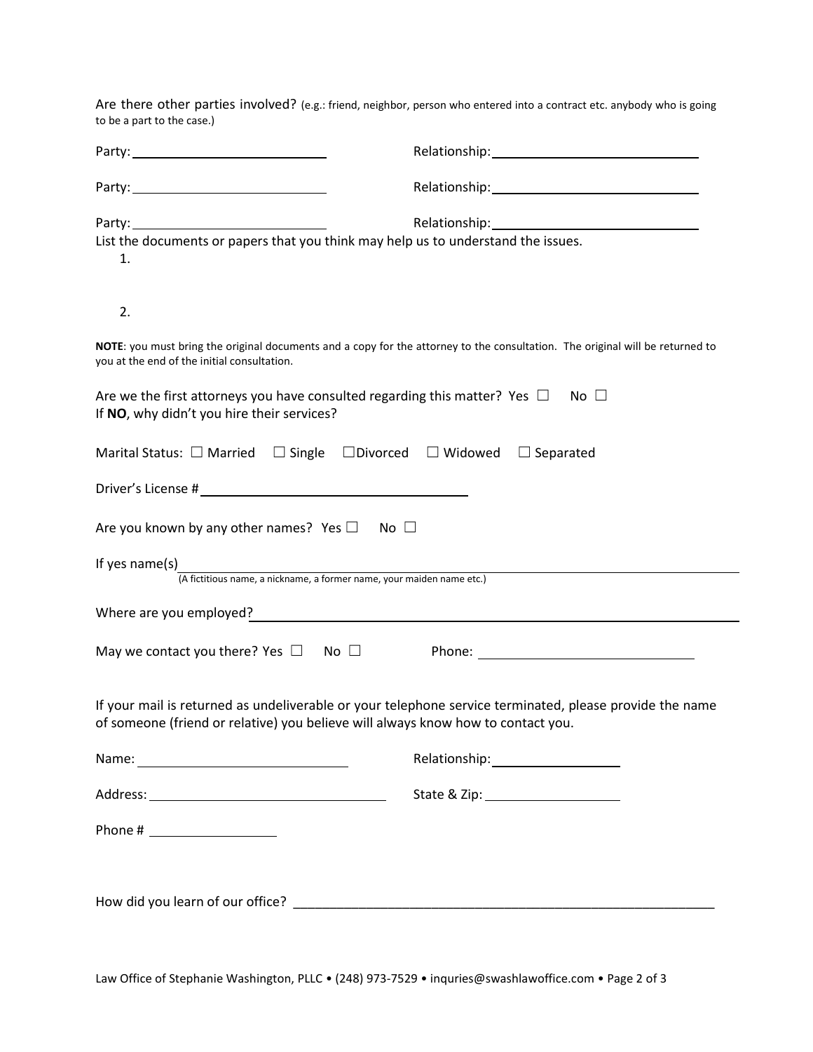Are there other parties involved? (e.g.: friend, neighbor, person who entered into a contract etc. anybody who is going to be a part to the case.)

Party: ____________________ Relationship: ____________________

Party: ____________________ Relationship: ____________________

Party: ____________________ Relationship: ____________________

List the documents or papers that you think may help us to understand the issues.

1.

2.

**NOTE**: you must bring the original documents and a copy for the attorney to the consultation. The original will be returned to you at the end of the initial consultation.

Are we the first attorneys you have consulted regarding this matter? Yes ☐ No ☐

If **NO**, why didn't you hire their services?

Marital Status: ☐ Married ☐ Single ☐ Divorced ☐ Widowed ☐ Separated

Driver's License # ____________________

Are you known by any other names? Yes ☐ No ☐

If yes name(s) ____________________

(A fictitious name, a nickname, a former name, your maiden name etc.)

Where are you employed? ____________________

May we contact you there? Yes ☐ No ☐ Phone: ____________________

If your mail is returned as undeliverable or your telephone service terminated, please provide the name of someone (friend or relative) you believe will always know how to contact you.

Name: ____________________ Relationship: ____________________

Address: ____________________ State & Zip: ____________________

Phone # ____________________

How did you learn of our office? ____________________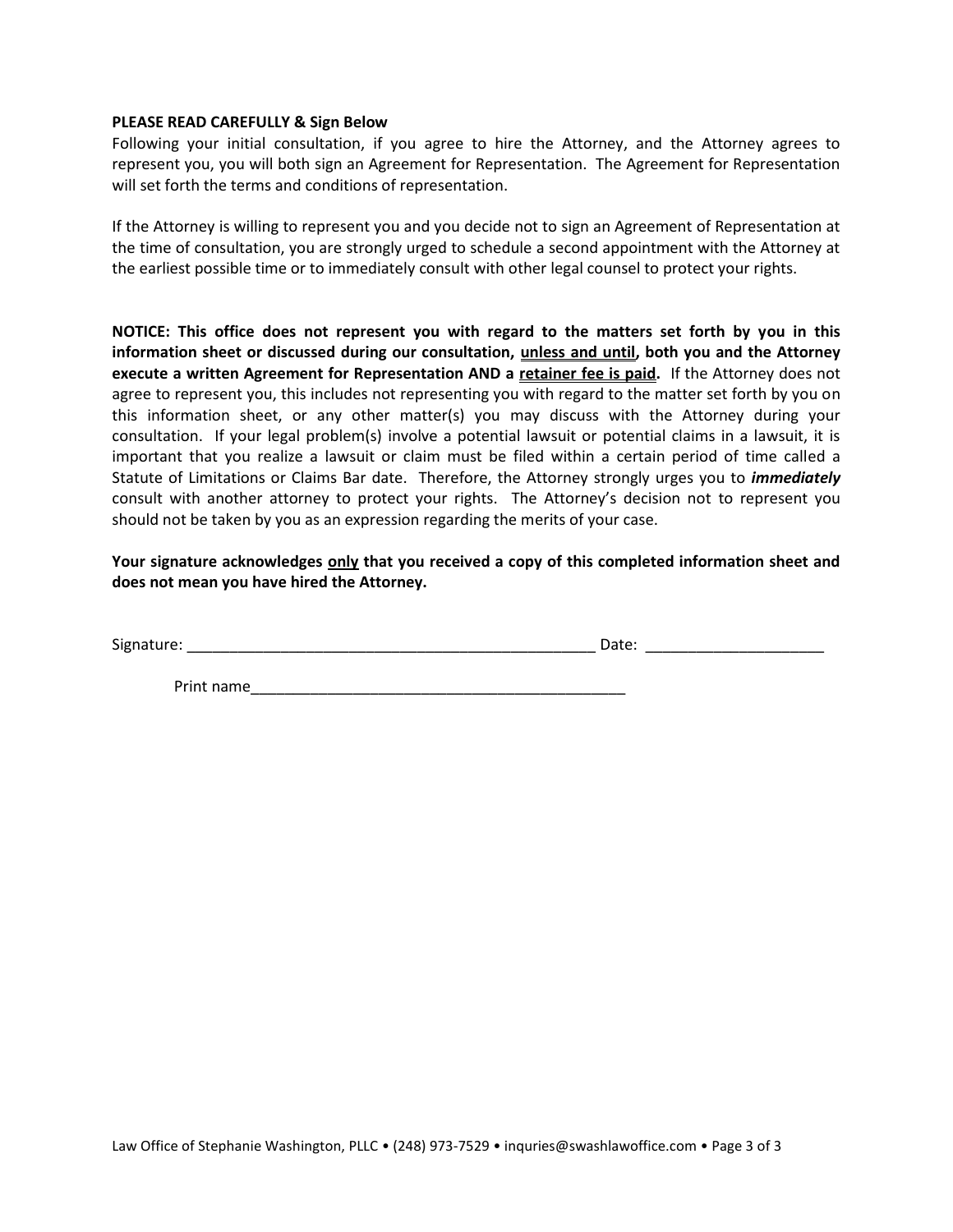**PLEASE READ CAREFULLY & Sign Below**

Following your initial consultation, if you agree to hire the Attorney, and the Attorney agrees to represent you, you will both sign an Agreement for Representation. The Agreement for Representation will set forth the terms and conditions of representation.

If the Attorney is willing to represent you and you decide not to sign an Agreement of Representation at the time of consultation, you are strongly urged to schedule a second appointment with the Attorney at the earliest possible time or to immediately consult with other legal counsel to protect your rights.

**NOTICE: This office does not represent you with regard to the matters set forth by you in this information sheet or discussed during our consultation, <u>unless and until</u>, both you and the Attorney execute a written Agreement for Representation AND a <u>retainer fee is paid</u>.** If the Attorney does not agree to represent you, this includes not representing you with regard to the matter set forth by you on this information sheet, or any other matter(s) you may discuss with the Attorney during your consultation. If your legal problem(s) involve a potential lawsuit or potential claims in a lawsuit, it is important that you realize a lawsuit or claim must be filed within a certain period of time called a Statute of Limitations or Claims Bar date. Therefore, the Attorney strongly urges you to ***immediately*** consult with another attorney to protect your rights. The Attorney's decision not to represent you should not be taken by you as an expression regarding the merits of your case.

**Your signature acknowledges <u>only</u> that you received a copy of this completed information sheet and does not mean you have hired the Attorney.**

Signature: _________________________________________________ Date: _____________________

Print name_____________________________________________

Law Office of Stephanie Washington, PLLC • (248) 973-7529 • inquries@swashlawoffice.com